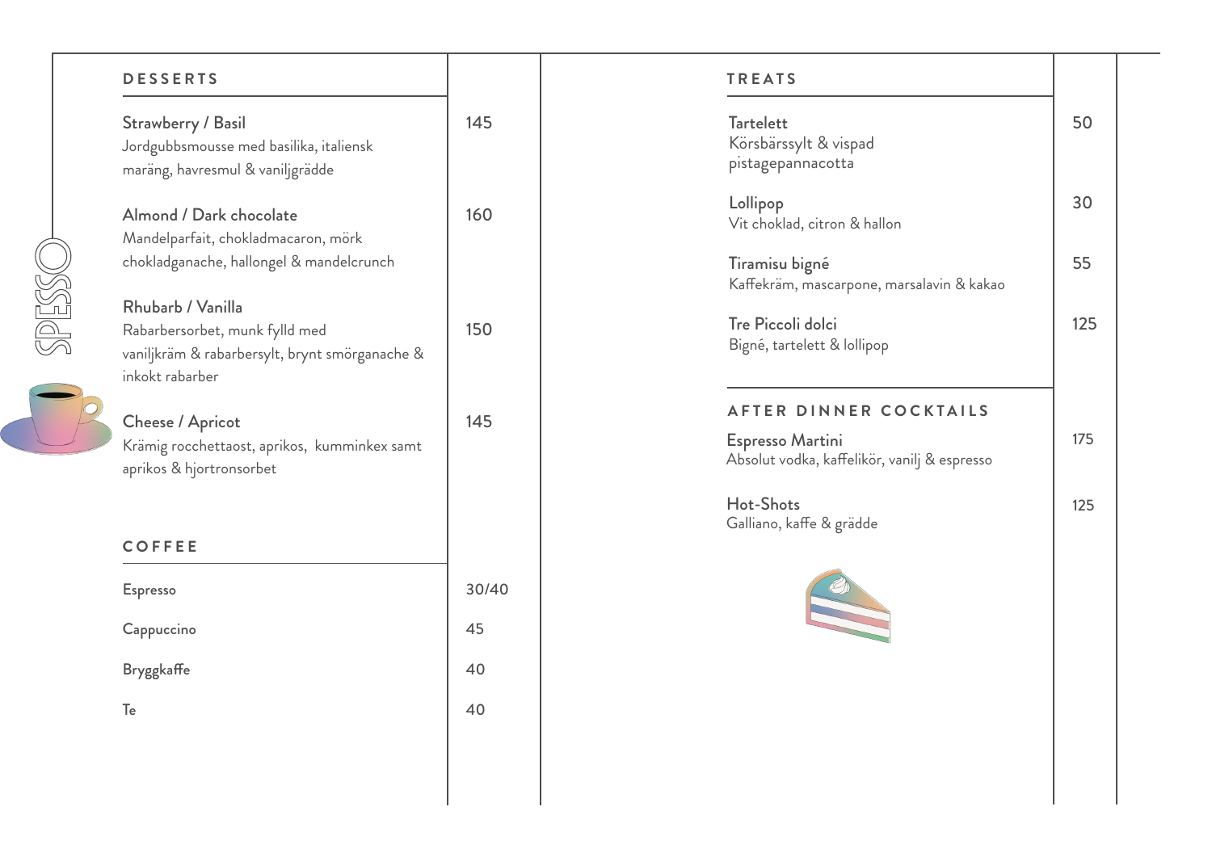## DESSERTS

| | |
|---|---|
| **Strawberry / Basil**<br>Jordgubbsmousse med basilika, italiensk maräng, havresmul & vaniljgrädde | 145 |
| **Almond / Dark chocolate**<br>Mandelparfait, chokladmacaron, mörk chokladganache, hallongel & mandelcrunch | 160 |
| **Rhubarb / Vanilla**<br>Rabarbersorbet, munk fylld med vaniljkräm & rabarbersylt, brynt smörganache & inkokt rabarber | 150 |
| **Cheese / Apricot**<br>Krämig rocchettaost, aprikos, kumminkex samt aprikos & hjortronsorbet | 145 |

## COFFEE

| | |
|---|---|
| Espresso | 30/40 |
| Cappuccino | 45 |
| Bryggkaffe | 40 |
| Te | 40 |

## TREATS

| | |
|---|---|
| **Tartelett**<br>Körsbärssylt & vispad pistagepannacotta | 50 |
| **Lollipop**<br>Vit choklad, citron & hallon | 30 |
| **Tiramisu bigné**<br>Kaffekräm, mascarpone, marsalavin & kakao | 55 |
| **Tre Piccoli dolci**<br>Bigné, tartelett & lollipop | 125 |

## AFTER DINNER COCKTAILS

| | |
|---|---|
| **Espresso Martini**<br>Absolut vodka, kaffelikör, vanilj & espresso | 175 |
| **Hot-Shots**<br>Galliano, kaffe & grädde | 125 |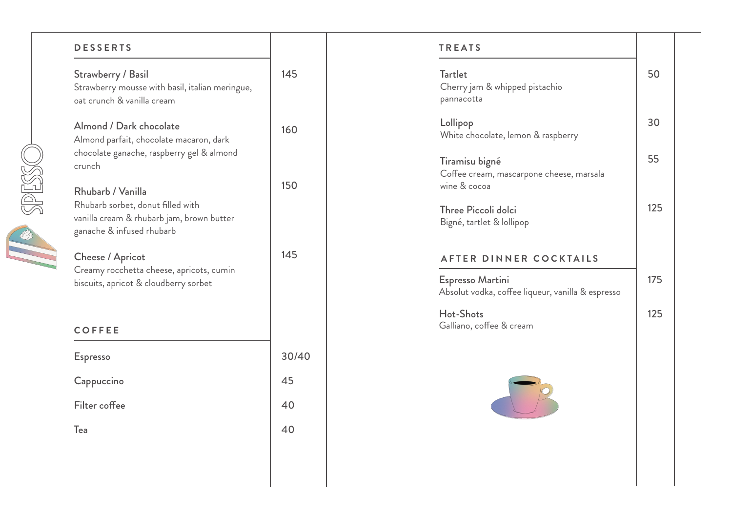SPESSO

## DESSERTS

**Strawberry / Basil** — 145
Strawberry mousse with basil, italian meringue, oat crunch & vanilla cream

**Almond / Dark chocolate** — 160
Almond parfait, chocolate macaron, dark chocolate ganache, raspberry gel & almond crunch

**Rhubarb / Vanilla** — 150
Rhubarb sorbet, donut filled with vanilla cream & rhubarb jam, brown butter ganache & infused rhubarb

**Cheese / Apricot** — 145
Creamy rocchetta cheese, apricots, cumin biscuits, apricot & cloudberry sorbet

## COFFEE

| | |
|---|---|
| Espresso | 30/40 |
| Cappuccino | 45 |
| Filter coffee | 40 |
| Tea | 40 |

## TREATS

**Tartlet** — 50
Cherry jam & whipped pistachio pannacotta

**Lollipop** — 30
White chocolate, lemon & raspberry

**Tiramisu bigné** — 55
Coffee cream, mascarpone cheese, marsala wine & cocoa

**Three Piccoli dolci** — 125
Bigné, tartlet & lollipop

## AFTER DINNER COCKTAILS

**Espresso Martini** — 175
Absolut vodka, coffee liqueur, vanilla & espresso

**Hot-Shots** — 125
Galliano, coffee & cream